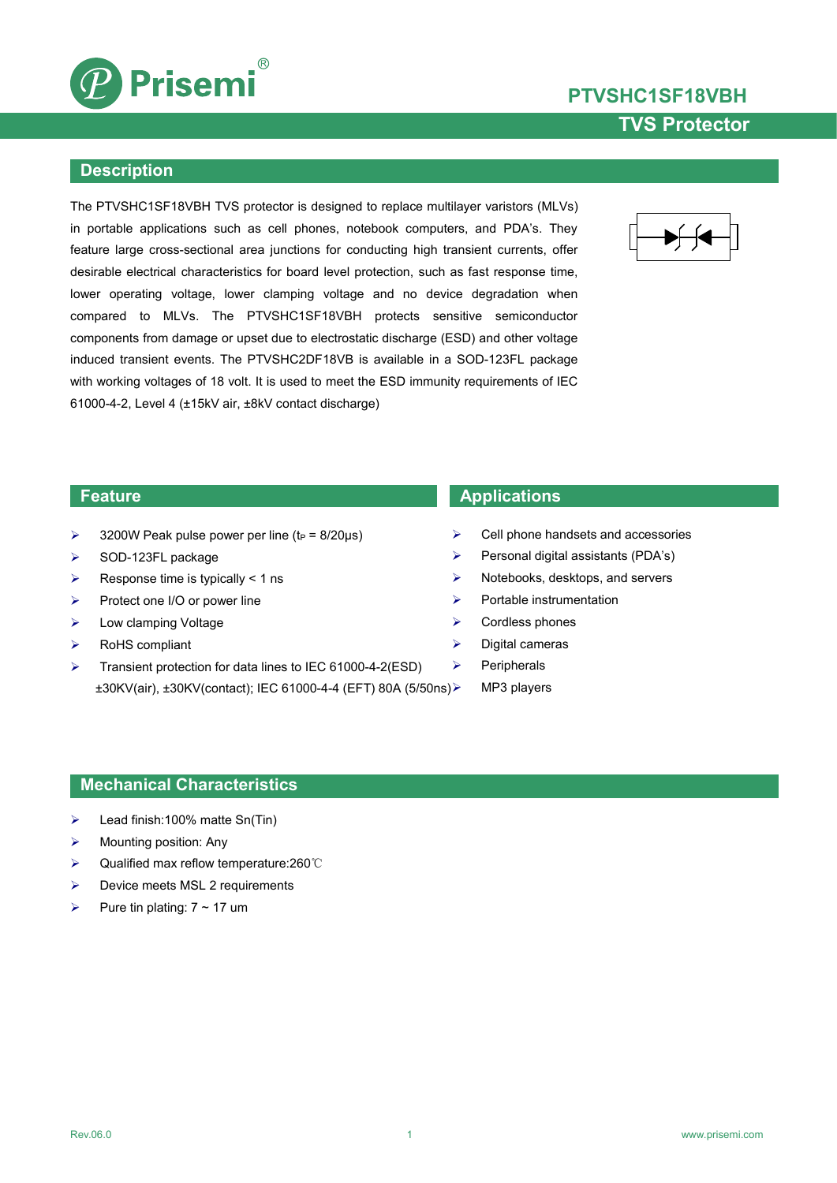# PTVSHC1SF18VBH

## TVS Protector

## Description

The PTVSHC1SF18VBH TVS protector is designed to replace multilayer varistors (MLVs) in portable applications such as cell phones, notebook computers, and PDA's. They feature large cross-sectional area junctions for conducting high transient currents, offer desirable electrical characteristics for board level protection, such as fast response time, lower operating voltage, lower clamping voltage and no device degradation when compared to MLVs. The PTVSHC1SF18VBH protects sensitive semiconductor components from damage or upset due to electrostatic discharge (ESD) and other voltage induced transient events. The PTVSHC2DF18VB is available in a SOD-123FL package with working voltages of 18 volt. It is used to meet the ESD immunity requirements of IEC 61000-4-2, Level 4 (±15kV air, ±8kV contact discharge)

## Feature

- 3200W Peak pulse power per line ($t_P$ = 8/20μs)
- SOD-123FL package
- Response time is typically < 1 ns
- Protect one I/O or power line
- Low clamping Voltage
- RoHS compliant
- Transient protection for data lines to IEC 61000-4-2(ESD) ±30KV(air), ±30KV(contact); IEC 61000-4-4 (EFT) 80A (5/50ns)

## Applications

- Cell phone handsets and accessories
- Personal digital assistants (PDA's)
- Notebooks, desktops, and servers
- Portable instrumentation
- Cordless phones
- Digital cameras
- Peripherals
- MP3 players

## Mechanical Characteristics

- Lead finish:100% matte Sn(Tin)
- Mounting position: Any
- Qualified max reflow temperature:260℃
- Device meets MSL 2 requirements
- Pure tin plating: 7 ~ 17 um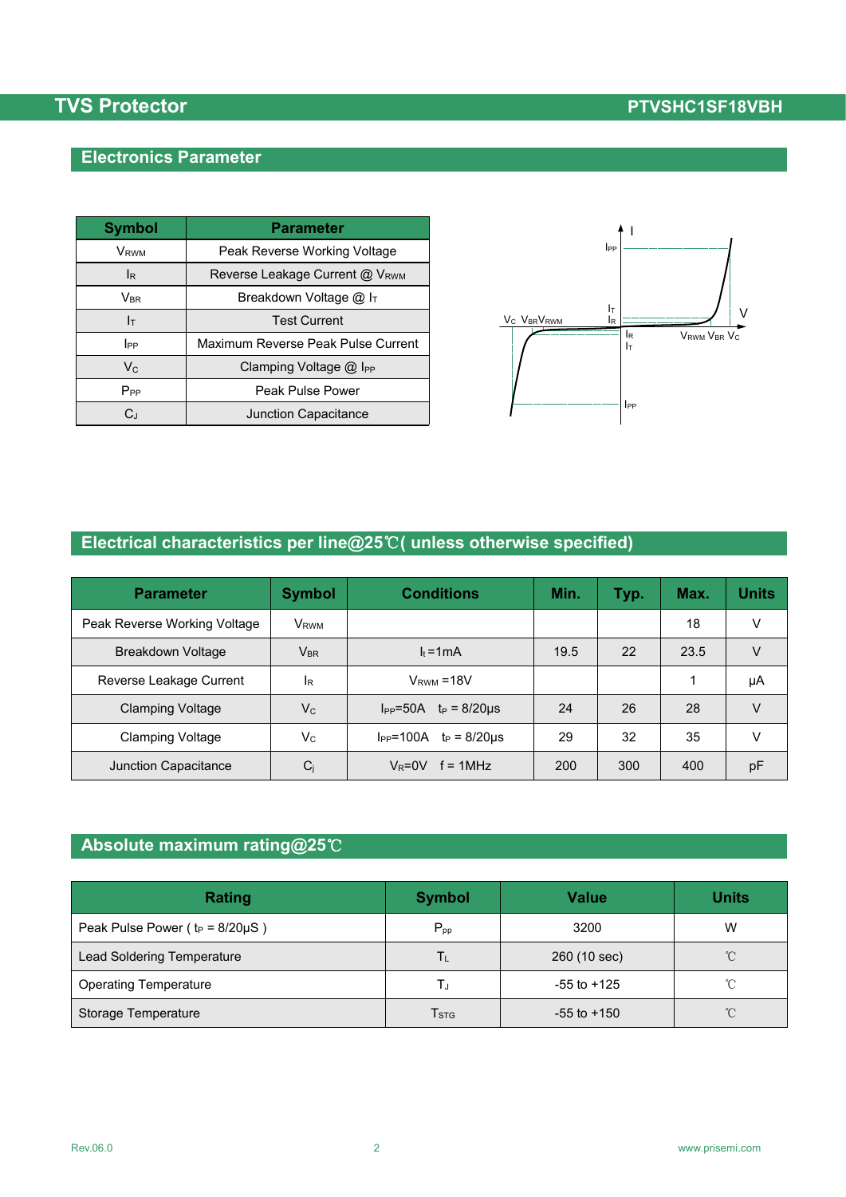## Electronics Parameter

| Symbol | Parameter |
|---|---|
| $V_{RWM}$ | Peak Reverse Working Voltage |
| $I_R$ | Reverse Leakage Current @ $V_{RWM}$ |
| $V_{BR}$ | Breakdown Voltage @ $I_T$ |
| $I_T$ | Test Current |
| $I_{PP}$ | Maximum Reverse Peak Pulse Current |
| $V_C$ | Clamping Voltage @ $I_{PP}$ |
| $P_{PP}$ | Peak Pulse Power |
| $C_J$ | Junction Capacitance |

## Electrical characteristics per line@25℃( unless otherwise specified)

| Parameter | Symbol | Conditions | Min. | Typ. | Max. | Units |
|---|---|---|---|---|---|---|
| Peak Reverse Working Voltage | $V_{RWM}$ | | | | 18 | V |
| Breakdown Voltage | $V_{BR}$ | $I_t$=1mA | 19.5 | 22 | 23.5 | V |
| Reverse Leakage Current | $I_R$ | $V_{RWM}$ =18V | | | 1 | μA |
| Clamping Voltage | $V_C$ | $I_{PP}$=50A $t_P$ = 8/20μs | 24 | 26 | 28 | V |
| Clamping Voltage | $V_C$ | $I_{PP}$=100A $t_P$ = 8/20μs | 29 | 32 | 35 | V |
| Junction Capacitance | $C_j$ | $V_R$=0V f = 1MHz | 200 | 300 | 400 | pF |

## Absolute maximum rating@25℃

| Rating | Symbol | Value | Units |
|---|---|---|---|
| Peak Pulse Power ( $t_P$ = 8/20μS ) | $P_{pp}$ | 3200 | W |
| Lead Soldering Temperature | $T_L$ | 260 (10 sec) | ℃ |
| Operating Temperature | $T_J$ | -55 to +125 | ℃ |
| Storage Temperature | $T_{STG}$ | -55 to +150 | ℃ |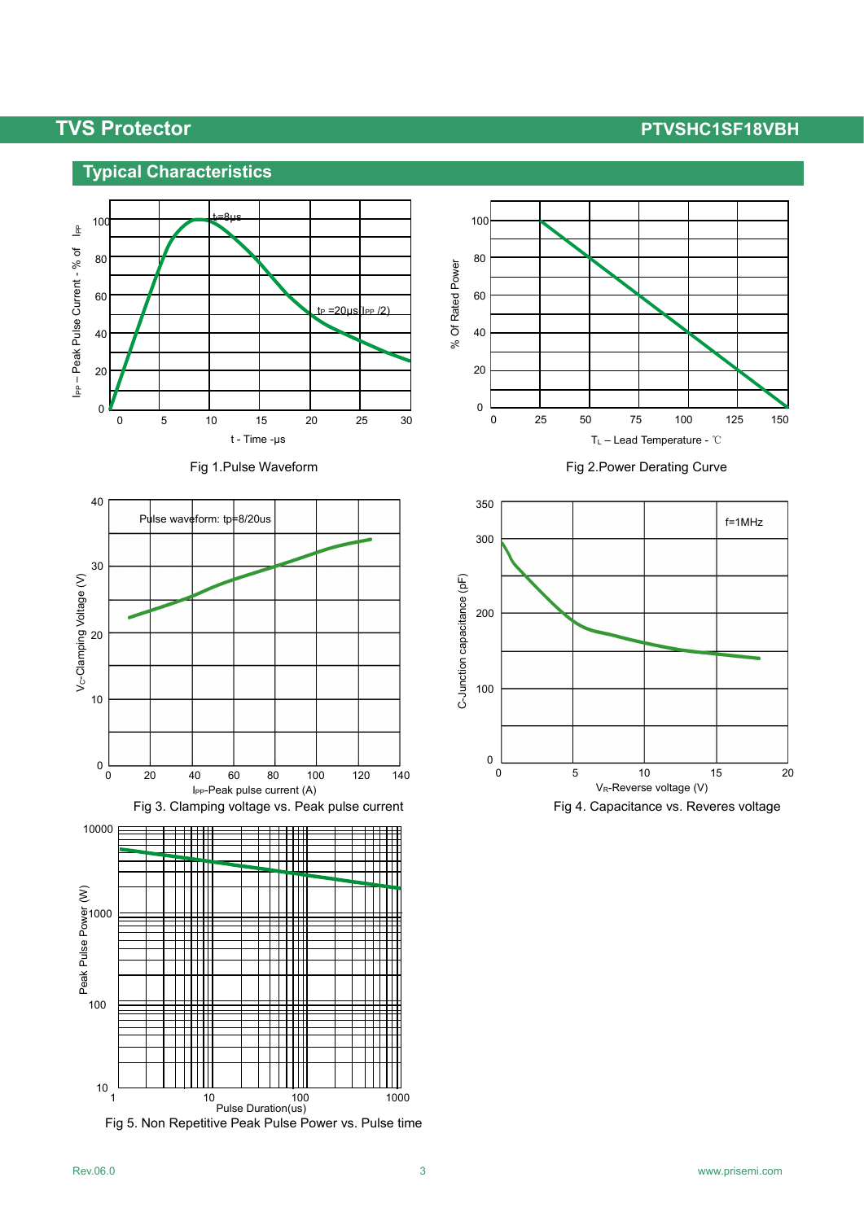## Typical Characteristics

Fig 1.Pulse Waveform

Fig 2.Power Derating Curve

Fig 3. Clamping voltage vs. Peak pulse current

Fig 4. Capacitance vs. Reveres voltage

Fig 5. Non Repetitive Peak Pulse Power vs. Pulse time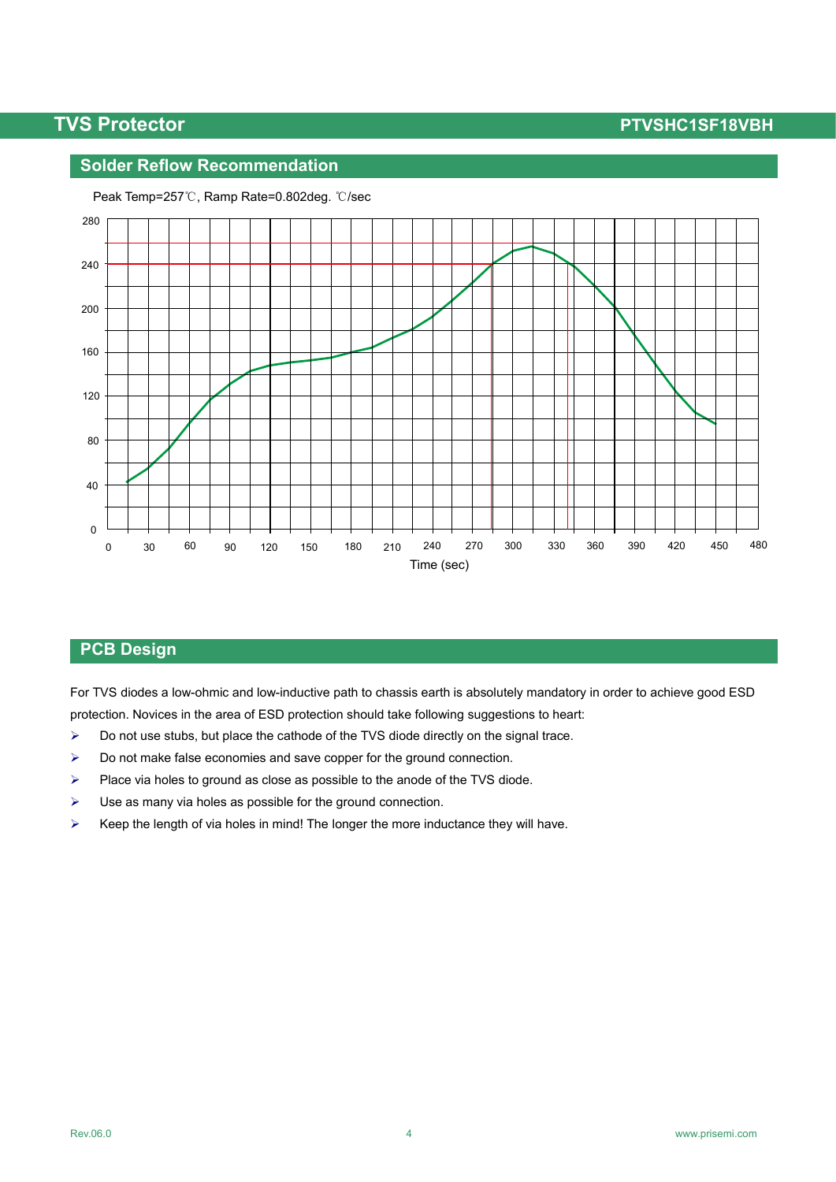## Solder Reflow Recommendation

Peak Temp=257℃, Ramp Rate=0.802deg. ℃/sec

## PCB Design

For TVS diodes a low-ohmic and low-inductive path to chassis earth is absolutely mandatory in order to achieve good ESD protection. Novices in the area of ESD protection should take following suggestions to heart:

- Do not use stubs, but place the cathode of the TVS diode directly on the signal trace.
- Do not make false economies and save copper for the ground connection.
- Place via holes to ground as close as possible to the anode of the TVS diode.
- Use as many via holes as possible for the ground connection.
- Keep the length of via holes in mind! The longer the more inductance they will have.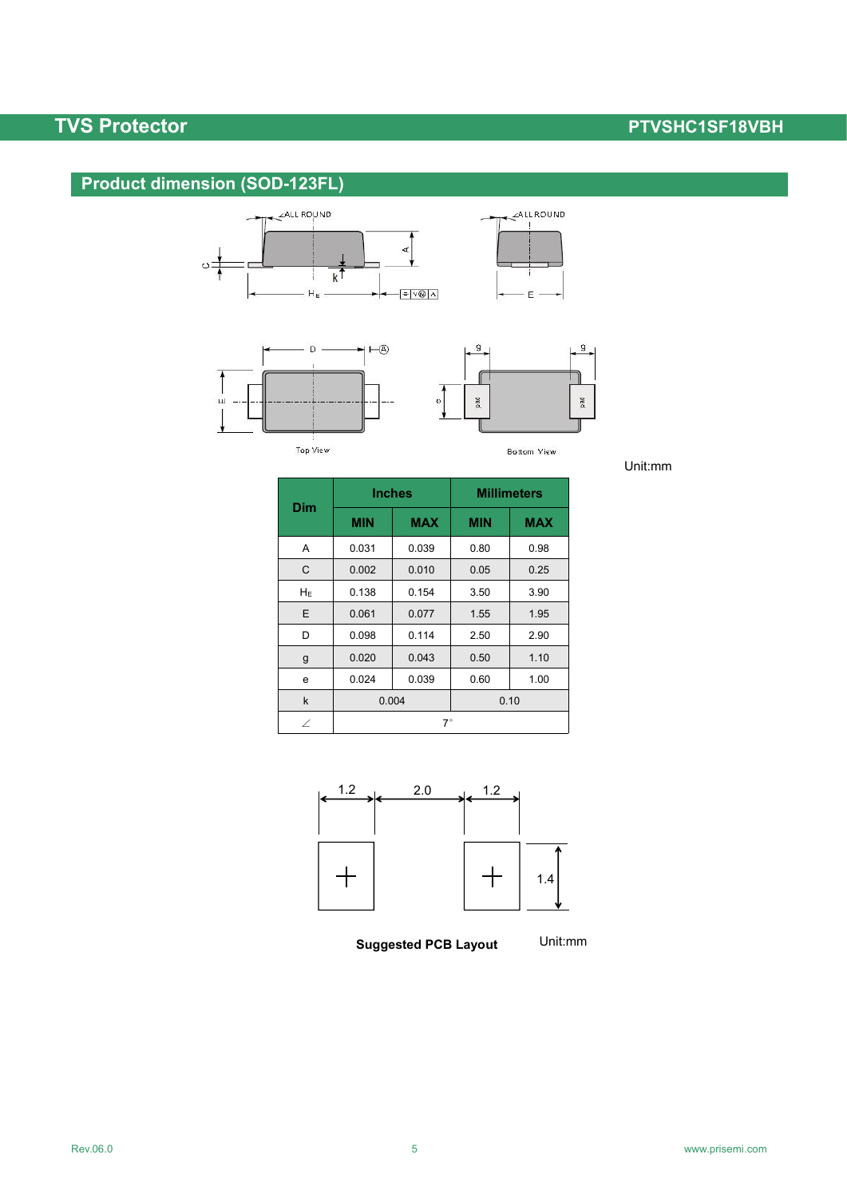## Product dimension (SOD-123FL)

Unit:mm

| Dim | Inches | | Millimeters | |
|---|---|---|---|---|
| | MIN | MAX | MIN | MAX |
| A | 0.031 | 0.039 | 0.80 | 0.98 |
| C | 0.002 | 0.010 | 0.05 | 0.25 |
| $H_E$ | 0.138 | 0.154 | 3.50 | 3.90 |
| E | 0.061 | 0.077 | 1.55 | 1.95 |
| D | 0.098 | 0.114 | 2.50 | 2.90 |
| g | 0.020 | 0.043 | 0.50 | 1.10 |
| e | 0.024 | 0.039 | 0.60 | 1.00 |
| k | 0.004 | | 0.10 | |
| ∠ | 7° | | | |

**Suggested PCB Layout**

Unit:mm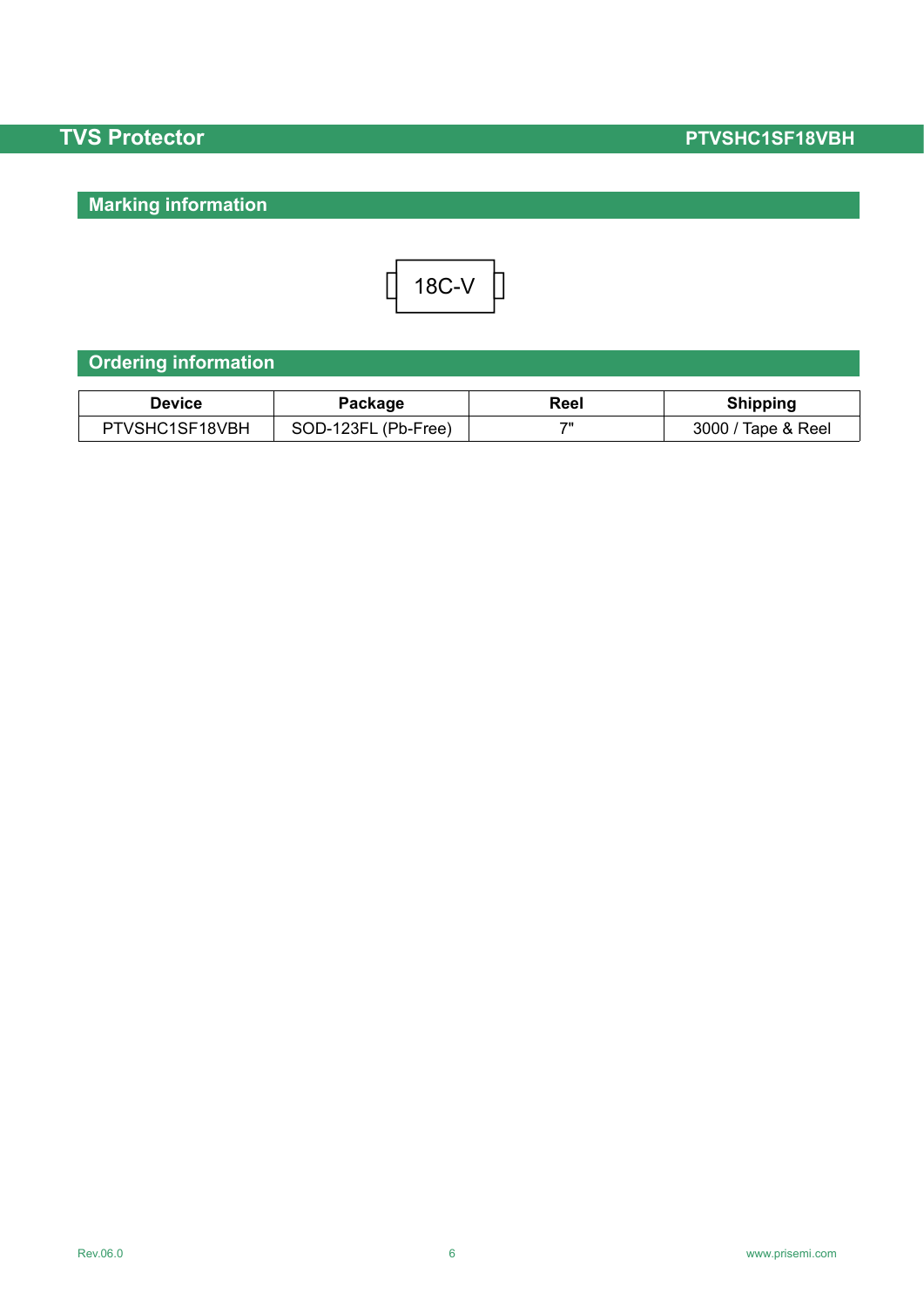## Marking information

18C-V

## Ordering information

| Device | Package | Reel | Shipping |
|---|---|---|---|
| PTVSHC1SF18VBH | SOD-123FL (Pb-Free) | 7" | 3000 / Tape & Reel |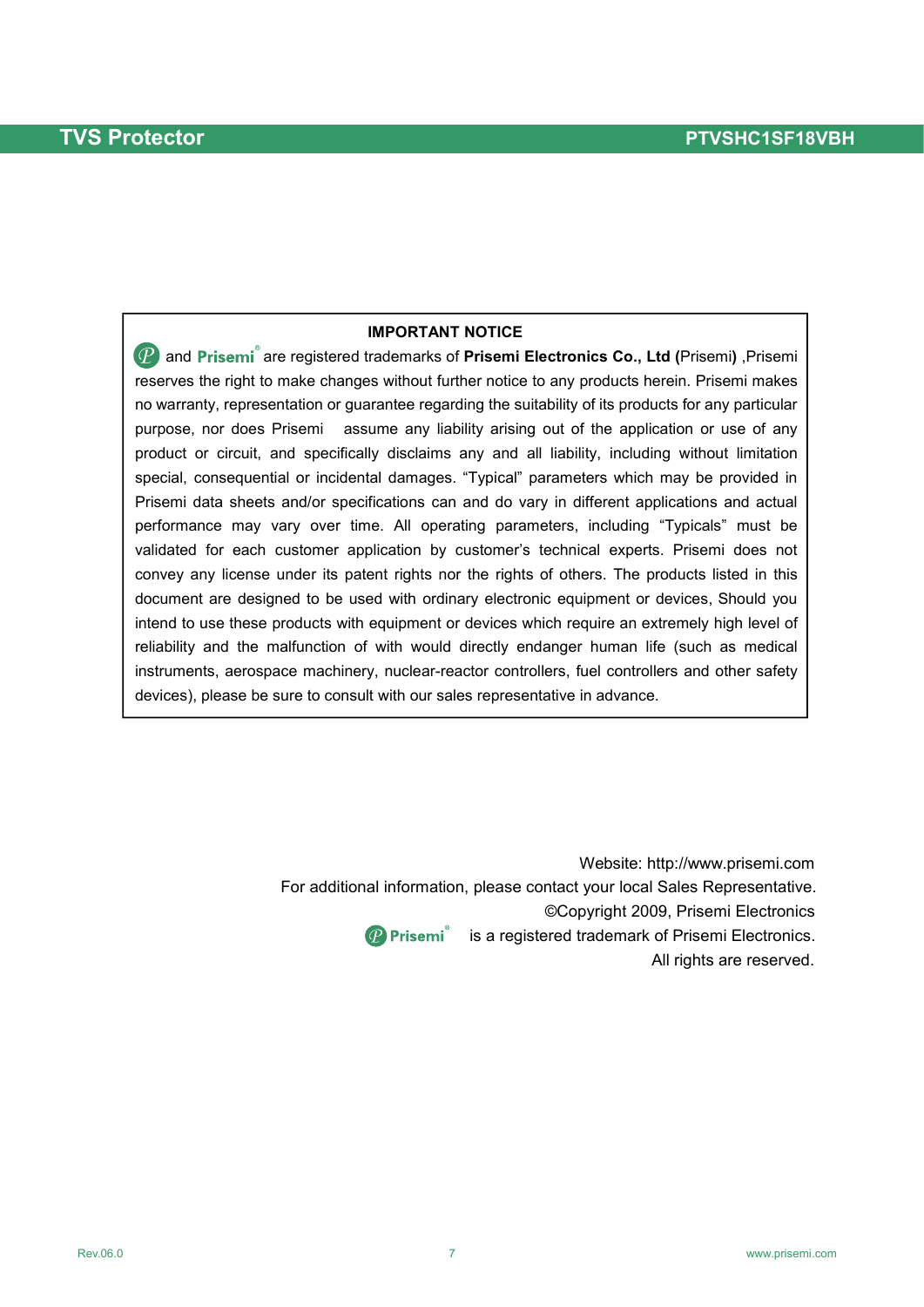**IMPORTANT NOTICE**

and **Prisemi**® are registered trademarks of **Prisemi Electronics Co., Ltd (**Prisemi**)** ,Prisemi reserves the right to make changes without further notice to any products herein. Prisemi makes no warranty, representation or guarantee regarding the suitability of its products for any particular purpose, nor does Prisemi assume any liability arising out of the application or use of any product or circuit, and specifically disclaims any and all liability, including without limitation special, consequential or incidental damages. "Typical" parameters which may be provided in Prisemi data sheets and/or specifications can and do vary in different applications and actual performance may vary over time. All operating parameters, including "Typicals" must be validated for each customer application by customer's technical experts. Prisemi does not convey any license under its patent rights nor the rights of others. The products listed in this document are designed to be used with ordinary electronic equipment or devices, Should you intend to use these products with equipment or devices which require an extremely high level of reliability and the malfunction of with would directly endanger human life (such as medical instruments, aerospace machinery, nuclear-reactor controllers, fuel controllers and other safety devices), please be sure to consult with our sales representative in advance.

Website: http://www.prisemi.com

For additional information, please contact your local Sales Representative.

©Copyright 2009, Prisemi Electronics

Prisemi® is a registered trademark of Prisemi Electronics.

All rights are reserved.